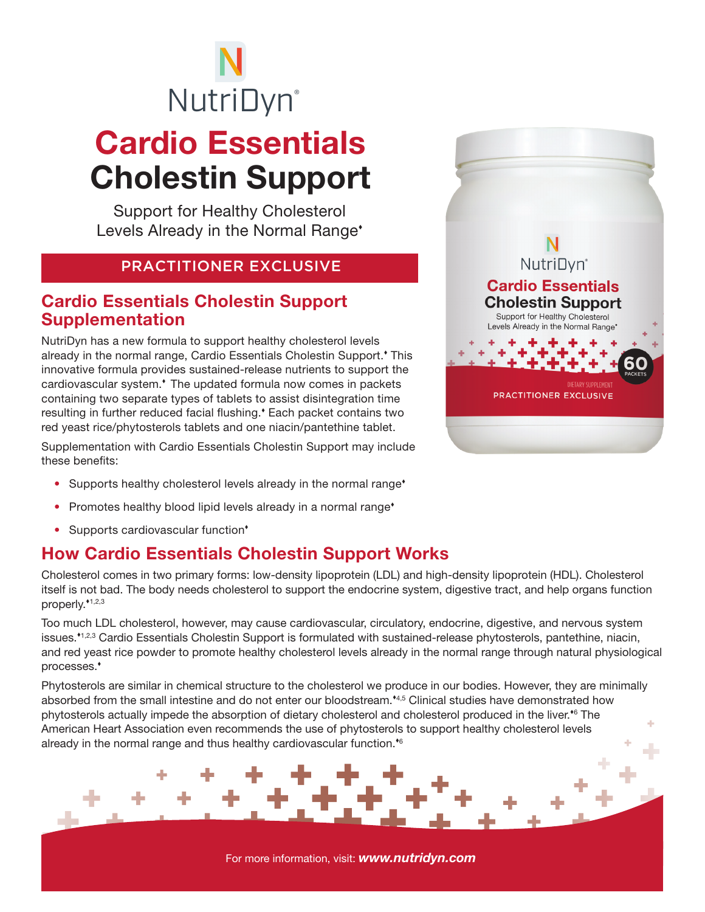NutriDyn®

# Cardio Essentials Cholestin Support

Support for Healthy Cholesterol Levels Already in the Normal Range♦

PRACTITIONER EXCLUSIVE

## Cardio Essentials Cholestin Support Supplementation

NutriDyn has a new formula to support healthy cholesterol levels already in the normal range, Cardio Essentials Cholestin Support.♦ This innovative formula provides sustained-release nutrients to support the cardiovascular system.♦ The updated formula now comes in packets containing two separate types of tablets to assist disintegration time resulting in further reduced facial flushing.♦ Each packet contains two red yeast rice/phytosterols tablets and one niacin/pantethine tablet.

Supplementation with Cardio Essentials Cholestin Support may include these benefits:

- Supports healthy cholesterol levels already in the normal range♦
- Promotes healthy blood lipid levels already in a normal range♦
- Supports cardiovascular function♦

## How Cardio Essentials Cholestin Support Works

Cholesterol comes in two primary forms: low-density lipoprotein (LDL) and high-density lipoprotein (HDL). Cholesterol itself is not bad. The body needs cholesterol to support the endocrine system, digestive tract, and help organs function properly.♦[1,2,3]

Too much LDL cholesterol, however, may cause cardiovascular, circulatory, endocrine, digestive, and nervous system issues.♦[1,2,3] Cardio Essentials Cholestin Support is formulated with sustained-release phytosterols, pantethine, niacin, and red yeast rice powder to promote healthy cholesterol levels already in the normal range through natural physiological processes.♦

Phytosterols are similar in chemical structure to the cholesterol we produce in our bodies. However, they are minimally absorbed from the small intestine and do not enter our bloodstream.♦[4,5] Clinical studies have demonstrated how phytosterols actually impede the absorption of dietary cholesterol and cholesterol produced in the liver.♦[6] The American Heart Association even recommends the use of phytosterols to support healthy cholesterol levels already in the normal range and thus healthy cardiovascular function.♦[6]

For more information, visit: ***www.nutridyn.com***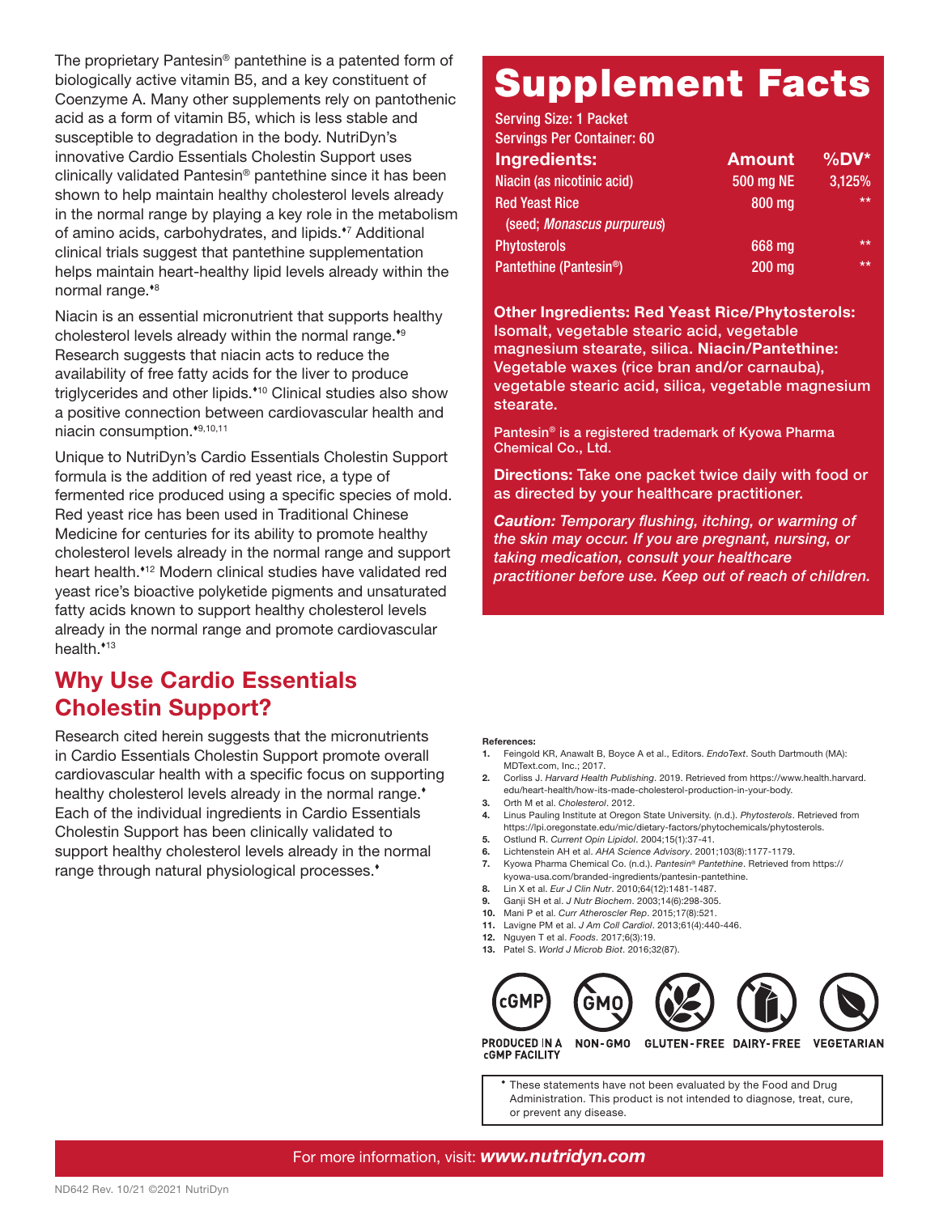The proprietary Pantesin® pantethine is a patented form of biologically active vitamin B5, and a key constituent of Coenzyme A. Many other supplements rely on pantothenic acid as a form of vitamin B5, which is less stable and susceptible to degradation in the body. NutriDyn's innovative Cardio Essentials Cholestin Support uses clinically validated Pantesin® pantethine since it has been shown to help maintain healthy cholesterol levels already in the normal range by playing a key role in the metabolism of amino acids, carbohydrates, and lipids.♦7 Additional clinical trials suggest that pantethine supplementation helps maintain heart-healthy lipid levels already within the normal range.♦8

Niacin is an essential micronutrient that supports healthy cholesterol levels already within the normal range.♦9 Research suggests that niacin acts to reduce the availability of free fatty acids for the liver to produce triglycerides and other lipids.♦10 Clinical studies also show a positive connection between cardiovascular health and niacin consumption.♦9,10,11

Unique to NutriDyn's Cardio Essentials Cholestin Support formula is the addition of red yeast rice, a type of fermented rice produced using a specific species of mold. Red yeast rice has been used in Traditional Chinese Medicine for centuries for its ability to promote healthy cholesterol levels already in the normal range and support heart health.♦12 Modern clinical studies have validated red yeast rice's bioactive polyketide pigments and unsaturated fatty acids known to support healthy cholesterol levels already in the normal range and promote cardiovascular health.♦13

## Why Use Cardio Essentials Cholestin Support?

Research cited herein suggests that the micronutrients in Cardio Essentials Cholestin Support promote overall cardiovascular health with a specific focus on supporting healthy cholesterol levels already in the normal range.♦ Each of the individual ingredients in Cardio Essentials Cholestin Support has been clinically validated to support healthy cholesterol levels already in the normal range through natural physiological processes.♦

# Supplement Facts

Serving Size: 1 Packet
Servings Per Container: 60

| Ingredients: | Amount | %DV* |
|---|---|---|
| Niacin (as nicotinic acid) | 500 mg NE | 3,125% |
| Red Yeast Rice (seed; *Monascus purpureus*) | 800 mg | ** |
| Phytosterols | 668 mg | ** |
| Pantethine (Pantesin®) | 200 mg | ** |

**Other Ingredients: Red Yeast Rice/Phytosterols:** Isomalt, vegetable stearic acid, vegetable magnesium stearate, silica. **Niacin/Pantethine:** Vegetable waxes (rice bran and/or carnauba), vegetable stearic acid, silica, vegetable magnesium stearate.

Pantesin® is a registered trademark of Kyowa Pharma Chemical Co., Ltd.

**Directions:** Take one packet twice daily with food or as directed by your healthcare practitioner.

***Caution:*** *Temporary flushing, itching, or warming of the skin may occur. If you are pregnant, nursing, or taking medication, consult your healthcare practitioner before use. Keep out of reach of children.*

**References:**

1. Feingold KR, Anawalt B, Boyce A et al., Editors. *EndoText*. South Dartmouth (MA): MDText.com, Inc.; 2017.
2. Corliss J. *Harvard Health Publishing*. 2019. Retrieved from https://www.health.harvard.edu/heart-health/how-its-made-cholesterol-production-in-your-body.
3. Orth M et al. *Cholesterol*. 2012.
4. Linus Pauling Institute at Oregon State University. (n.d.). *Phytosterols*. Retrieved from https://lpi.oregonstate.edu/mic/dietary-factors/phytochemicals/phytosterols.
5. Ostlund R. *Current Opin Lipidol*. 2004;15(1):37-41.
6. Lichtenstein AH et al. *AHA Science Advisory*. 2001;103(8):1177-1179.
7. Kyowa Pharma Chemical Co. (n.d.). *Pantesin® Pantethine*. Retrieved from https://kyowa-usa.com/branded-ingredients/pantesin-pantethine.
8. Lin X et al. *Eur J Clin Nutr*. 2010;64(12):1481-1487.
9. Ganji SH et al. *J Nutr Biochem*. 2003;14(6):298-305.
10. Mani P et al. *Curr Atheroscler Rep*. 2015;17(8):521.
11. Lavigne PM et al. *J Am Coll Cardiol*. 2013;61(4):440-446.
12. Nguyen T et al. *Foods*. 2017;6(3):19.
13. Patel S. *World J Microb Biot*. 2016;32(87).

PRODUCED IN A cGMP FACILITY | NON-GMO | GLUTEN-FREE | DAIRY-FREE | VEGETARIAN

♦ These statements have not been evaluated by the Food and Drug Administration. This product is not intended to diagnose, treat, cure, or prevent any disease.

For more information, visit: ***www.nutridyn.com***

ND642 Rev. 10/21 ©2021 NutriDyn